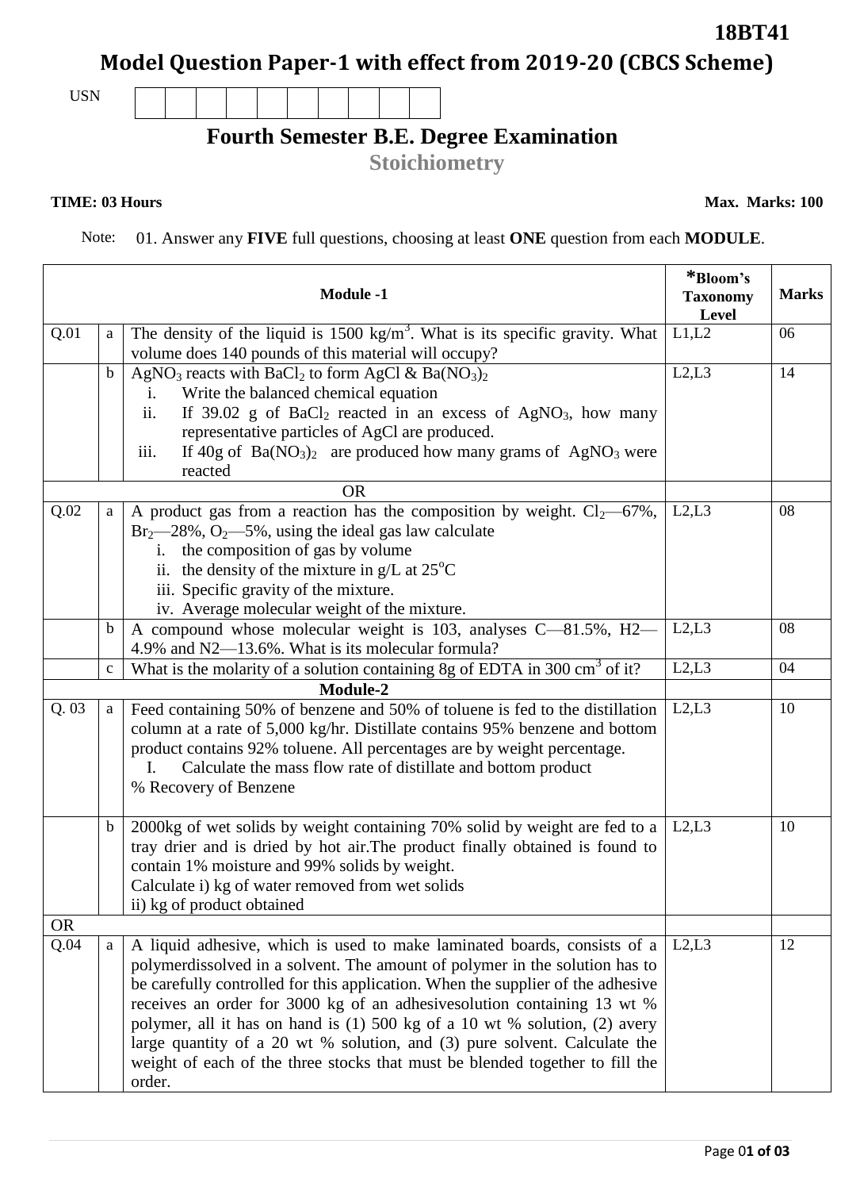**18BT41**

# Model Question Paper-1 with effect from 2019-20 (CBCS Scheme)

USN | | | | | | | | | | |

## Fourth Semester B.E. Degree Examination

### Stoichiometry

**TIME: 03 Hours** **Max. Marks: 100**

Note: 01. Answer any **FIVE** full questions, choosing at least **ONE** question from each **MODULE**.

| | | **Module -1** | ***Bloom's Taxonomy Level** | **Marks** |
|---|---|---|---|---|
| Q.01 | a | The density of the liquid is 1500 $kg/m^3$. What is its specific gravity. What volume does 140 pounds of this material will occupy? | L1,L2 | 06 |
| | b | $AgNO_3$ reacts with $BaCl_2$ to form AgCl & $Ba(NO_3)_2$<br>i. Write the balanced chemical equation<br>ii. If 39.02 g of $BaCl_2$ reacted in an excess of $AgNO_3$, how many representative particles of AgCl are produced.<br>iii. If 40g of $Ba(NO_3)_2$ are produced how many grams of $AgNO_3$ were reacted | L2,L3 | 14 |
| | | OR | | |
| Q.02 | a | A product gas from a reaction has the composition by weight. $Cl_2$—67%, $Br_2$—28%, $O_2$—5%, using the ideal gas law calculate<br>i. the composition of gas by volume<br>ii. the density of the mixture in g/L at 25°C<br>iii. Specific gravity of the mixture.<br>iv. Average molecular weight of the mixture. | L2,L3 | 08 |
| | b | A compound whose molecular weight is 103, analyses C—81.5%, H2—4.9% and N2—13.6%. What is its molecular formula? | L2,L3 | 08 |
| | c | What is the molarity of a solution containing 8g of EDTA in 300 $cm^3$ of it? | L2,L3 | 04 |
| | | **Module-2** | | |
| Q. 03 | a | Feed containing 50% of benzene and 50% of toluene is fed to the distillation column at a rate of 5,000 kg/hr. Distillate contains 95% benzene and bottom product contains 92% toluene. All percentages are by weight percentage.<br>I. Calculate the mass flow rate of distillate and bottom product<br>% Recovery of Benzene | L2,L3 | 10 |
| | b | 2000kg of wet solids by weight containing 70% solid by weight are fed to a tray drier and is dried by hot air.The product finally obtained is found to contain 1% moisture and 99% solids by weight.<br>Calculate i) kg of water removed from wet solids<br>ii) kg of product obtained | L2,L3 | 10 |
| OR | | | | |
| Q.04 | a | A liquid adhesive, which is used to make laminated boards, consists of a polymerdissolved in a solvent. The amount of polymer in the solution has to be carefully controlled for this application. When the supplier of the adhesive receives an order for 3000 kg of an adhesivesolution containing 13 wt % polymer, all it has on hand is (1) 500 kg of a 10 wt % solution, (2) avery large quantity of a 20 wt % solution, and (3) pure solvent. Calculate the weight of each of the three stocks that must be blended together to fill the order. | L2,L3 | 12 |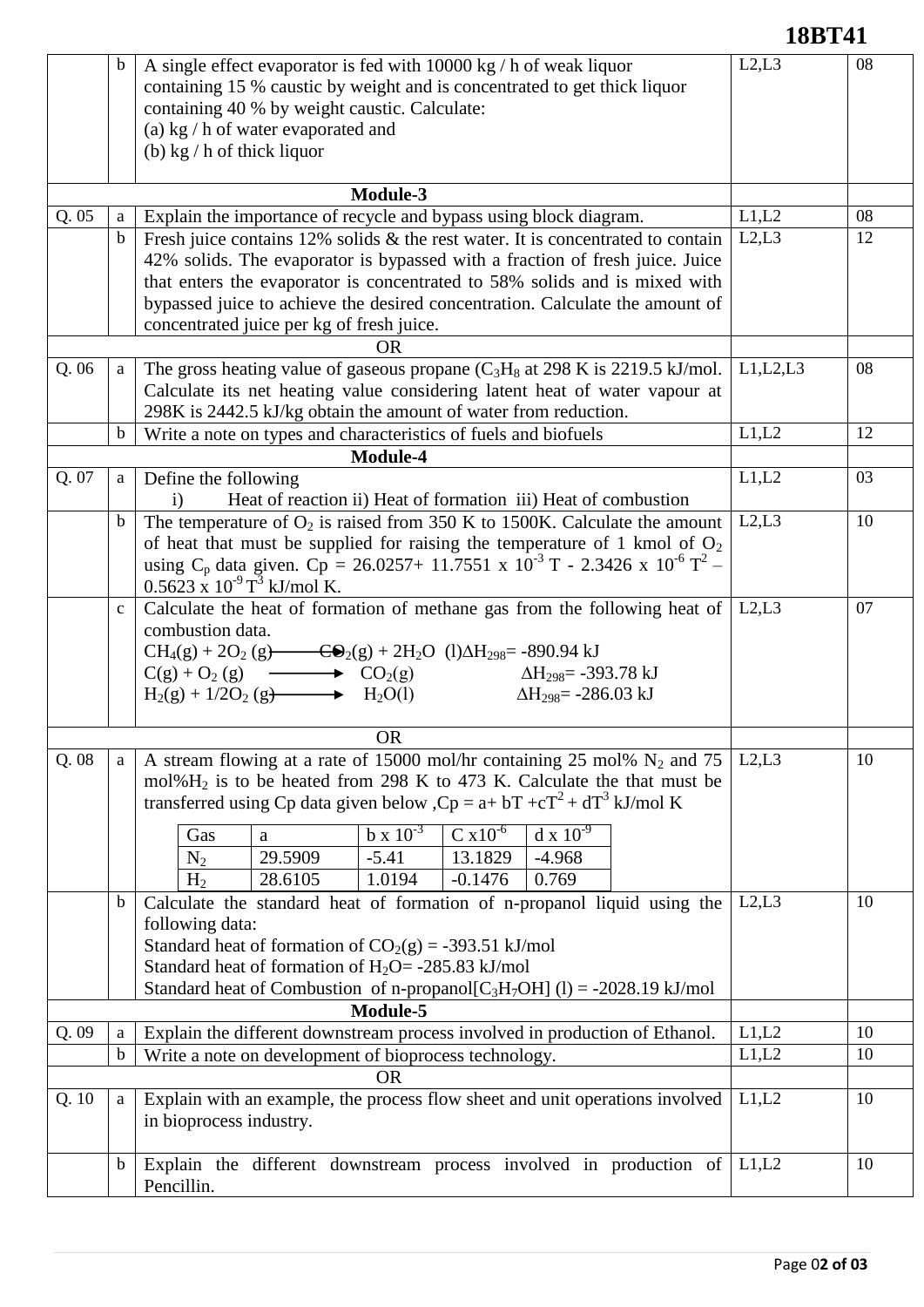| Q. No. | | Question | Levels | Marks |
|---|---|---|---|---|
| | b | A single effect evaporator is fed with 10000 kg / h of weak liquor containing 15 % caustic by weight and is concentrated to get thick liquor containing 40 % by weight caustic. Calculate: (a) kg / h of water evaporated and (b) kg / h of thick liquor | L2,L3 | 08 |
| | | **Module-3** | | |
| Q. 05 | a | Explain the importance of recycle and bypass using block diagram. | L1,L2 | 08 |
| | b | Fresh juice contains 12% solids & the rest water. It is concentrated to contain 42% solids. The evaporator is bypassed with a fraction of fresh juice. Juice that enters the evaporator is concentrated to 58% solids and is mixed with bypassed juice to achieve the desired concentration. Calculate the amount of concentrated juice per kg of fresh juice. | L2,L3 | 12 |
| | | OR | | |
| Q. 06 | a | The gross heating value of gaseous propane ($C_3H_8$ at 298 K is 2219.5 kJ/mol. Calculate its net heating value considering latent heat of water vapour at 298K is 2442.5 kJ/kg obtain the amount of water from reduction. | L1,L2,L3 | 08 |
| | b | Write a note on types and characteristics of fuels and biofuels | L1,L2 | 12 |
| | | **Module-4** | | |
| Q. 07 | a | Define the following i) Heat of reaction ii) Heat of formation iii) Heat of combustion | L1,L2 | 03 |
| | b | The temperature of $O_2$ is raised from 350 K to 1500K. Calculate the amount of heat that must be supplied for raising the temperature of 1 kmol of $O_2$ using $C_p$ data given. $Cp = 26.0257+ 11.7551 \times 10^{-3} T - 2.3426 \times 10^{-6} T^2 - 0.5623 \times 10^{-9} T^3$ kJ/mol K. | L2,L3 | 10 |
| | c | Calculate the heat of formation of methane gas from the following heat of combustion data. <br> $CH_4(g) + 2O_2(g) \longrightarrow CO_2(g) + 2H_2O\ (l)$ $\Delta H_{298}$= -890.94 kJ <br> $C(g) + O_2(g) \longrightarrow CO_2(g)$ $\Delta H_{298}$= -393.78 kJ <br> $H_2(g) + 1/2O_2(g) \longrightarrow H_2O(l)$ $\Delta H_{298}$= -286.03 kJ | L2,L3 | 07 |
| | | OR | | |
| Q. 08 | a | A stream flowing at a rate of 15000 mol/hr containing 25 mol% $N_2$ and 75 mol%$H_2$ is to be heated from 298 K to 473 K. Calculate the that must be transferred using Cp data given below ,$Cp = a+ bT +cT^2 + dT^3$ kJ/mol K (see table below) | L2,L3 | 10 |
| | b | Calculate the standard heat of formation of n-propanol liquid using the following data: <br> Standard heat of formation of $CO_2$(g) = -393.51 kJ/mol <br> Standard heat of formation of $H_2O$= -285.83 kJ/mol <br> Standard heat of Combustion of n-propanol[$C_3H_7OH$] (l) = -2028.19 kJ/mol | L2,L3 | 10 |
| | | **Module-5** | | |
| Q. 09 | a | Explain the different downstream process involved in production of Ethanol. | L1,L2 | 10 |
| | b | Write a note on development of bioprocess technology. | L1,L2 | 10 |
| | | OR | | |
| Q. 10 | a | Explain with an example, the process flow sheet and unit operations involved in bioprocess industry. | L1,L2 | 10 |
| | b | Explain the different downstream process involved in production of Pencillin. | L1,L2 | 10 |

Table for Q. 08 a:

| Gas | a | b x $10^{-3}$ | C x$10^{-6}$ | d x $10^{-9}$ |
|---|---|---|---|---|
| $N_2$ | 29.5909 | -5.41 | 13.1829 | -4.968 |
| $H_2$ | 28.6105 | 1.0194 | -0.1476 | 0.769 |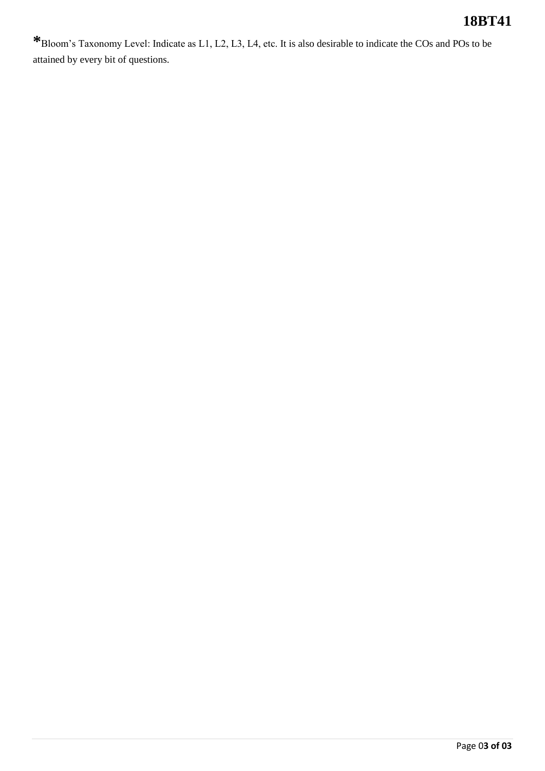*Bloom's Taxonomy Level: Indicate as L1, L2, L3, L4, etc. It is also desirable to indicate the COs and POs to be attained by every bit of questions.